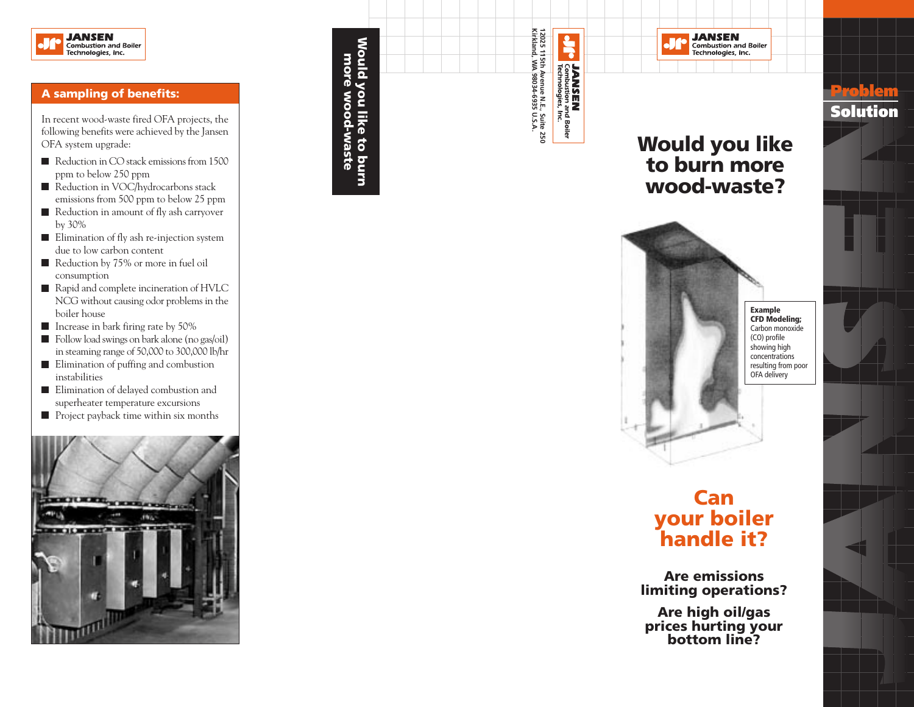JANSEN
Combustion and Boiler Technologies, Inc.

## A sampling of benefits:

In recent wood-waste fired OFA projects, the following benefits were achieved by the Jansen OFA system upgrade:

- Reduction in CO stack emissions from 1500 ppm to below 250 ppm
- Reduction in VOC/hydrocarbons stack emissions from 500 ppm to below 25 ppm
- Reduction in amount of fly ash carryover by 30%
- Elimination of fly ash re-injection system due to low carbon content
- Reduction by 75% or more in fuel oil consumption
- Rapid and complete incineration of HVLC NCG without causing odor problems in the boiler house
- Increase in bark firing rate by 50%
- Follow load swings on bark alone (no gas/oil) in steaming range of 50,000 to 300,000 lb/hr
- Elimination of puffing and combustion instabilities
- Elimination of delayed combustion and superheater temperature excursions
- Project payback time within six months

**Would you like to burn more wood-waste**

JANSEN
Combustion and Boiler Technologies, Inc.
12025 115th Avenue N.E., Suite 250
Kirkland, WA 98034-6935 U.S.A.

JANSEN
Combustion and Boiler Technologies, Inc.

**Problem**
**Solution**

# Would you like to burn more wood-waste?

**Example CFD Modeling;** Carbon monoxide (CO) profile showing high concentrations resulting from poor OFA delivery

## Can your boiler handle it?

**Are emissions limiting operations?**

**Are high oil/gas prices hurting your bottom line?**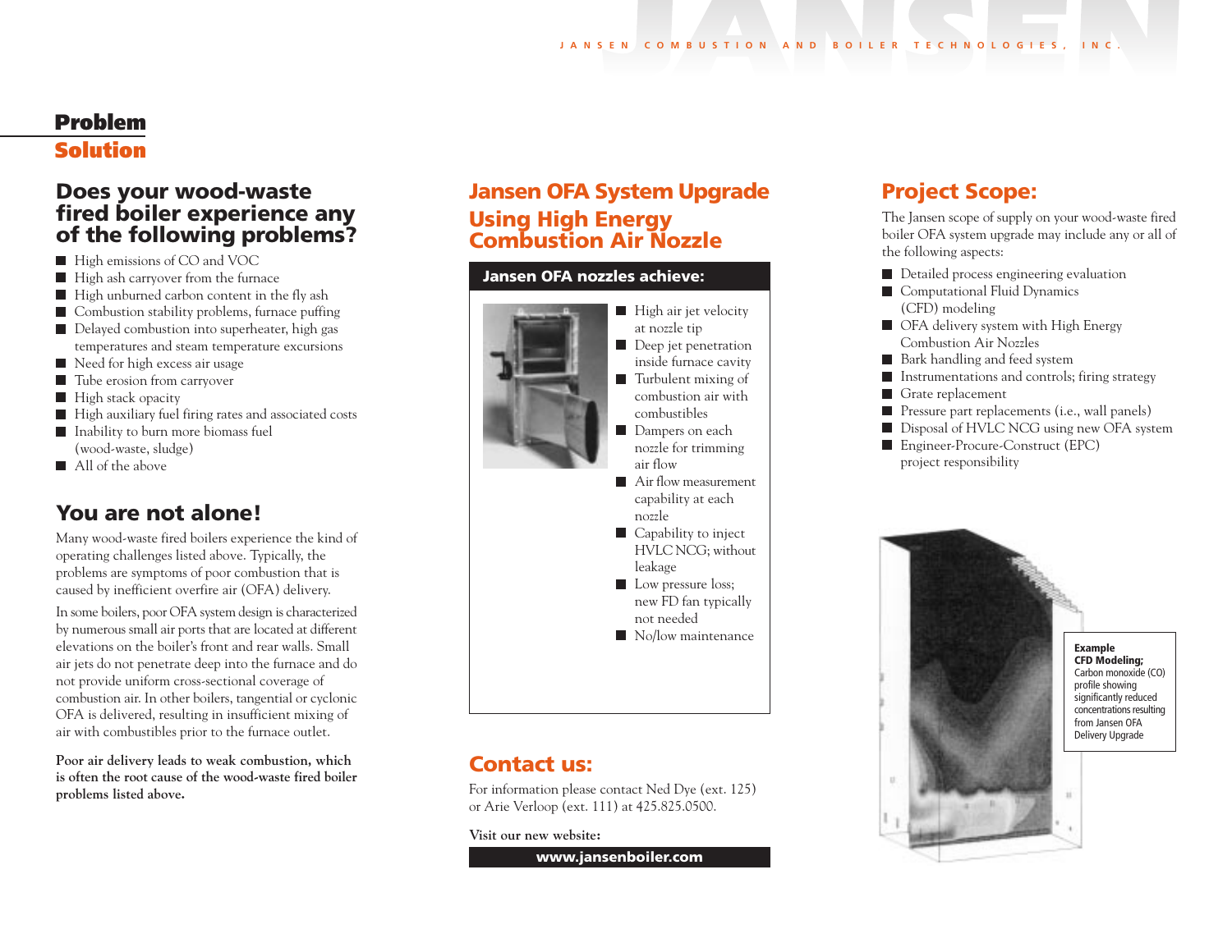**Problem**

**Solution**

## Does your wood-waste fired boiler experience any of the following problems?

- High emissions of CO and VOC
- High ash carryover from the furnace
- High unburned carbon content in the fly ash
- Combustion stability problems, furnace puffing
- Delayed combustion into superheater, high gas temperatures and steam temperature excursions
- Need for high excess air usage
- Tube erosion from carryover
- High stack opacity
- High auxiliary fuel firing rates and associated costs
- Inability to burn more biomass fuel (wood-waste, sludge)
- All of the above

## You are not alone!

Many wood-waste fired boilers experience the kind of operating challenges listed above. Typically, the problems are symptoms of poor combustion that is caused by inefficient overfire air (OFA) delivery.

In some boilers, poor OFA system design is characterized by numerous small air ports that are located at different elevations on the boiler's front and rear walls. Small air jets do not penetrate deep into the furnace and do not provide uniform cross-sectional coverage of combustion air. In other boilers, tangential or cyclonic OFA is delivered, resulting in insufficient mixing of air with combustibles prior to the furnace outlet.

**Poor air delivery leads to weak combustion, which is often the root cause of the wood-waste fired boiler problems listed above.**

## Jansen OFA System Upgrade Using High Energy Combustion Air Nozzle

### Jansen OFA nozzles achieve:

- High air jet velocity at nozzle tip
- Deep jet penetration inside furnace cavity
- Turbulent mixing of combustion air with combustibles
- Dampers on each nozzle for trimming air flow
- Air flow measurement capability at each nozzle
- Capability to inject HVLC NCG; without leakage
- Low pressure loss; new FD fan typically not needed
- No/low maintenance

## Contact us:

For information please contact Ned Dye (ext. 125) or Arie Verloop (ext. 111) at 425.825.0500.

**Visit our new website:**

**www.jansenboiler.com**

## Project Scope:

The Jansen scope of supply on your wood-waste fired boiler OFA system upgrade may include any or all of the following aspects:

- Detailed process engineering evaluation
- Computational Fluid Dynamics (CFD) modeling
- OFA delivery system with High Energy Combustion Air Nozzles
- Bark handling and feed system
- Instrumentations and controls; firing strategy
- Grate replacement
- Pressure part replacements (i.e., wall panels)
- Disposal of HVLC NCG using new OFA system
- Engineer-Procure-Construct (EPC) project responsibility

**Example CFD Modeling;** Carbon monoxide (CO) profile showing significantly reduced concentrations resulting from Jansen OFA Delivery Upgrade